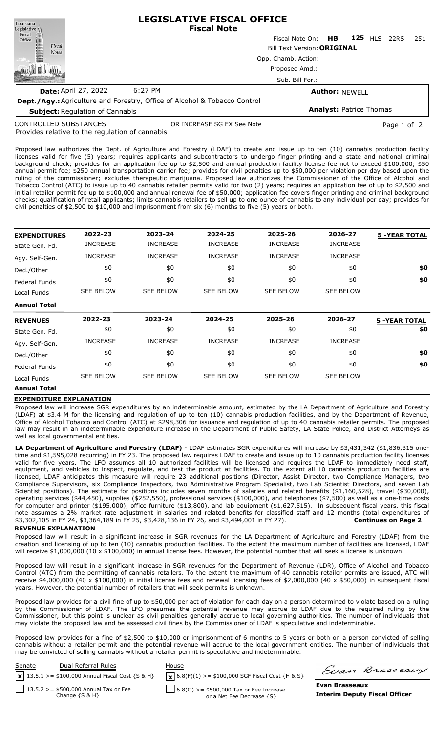# LEGISLATIVE FISCAL OFFICE
## Fiscal Note

Fiscal Note On: **HB 125** HLS 22RS 251

Bill Text Version: **ORIGINAL**

Opp. Chamb. Action:

Proposed Amd.:

Sub. Bill For.:

**Date:** April 27, 2022 6:27 PM

**Author:** NEWELL

**Dept./Agy.:** Agriculture and Forestry, Office of Alcohol & Tobacco Control

**Subject:** Regulation of Cannabis

**Analyst:** Patrice Thomas

CONTROLLED SUBSTANCES OR INCREASE SG EX See Note

Provides relative to the regulation of cannabis

Proposed law authorizes the Dept. of Agriculture and Forestry (LDAF) to create and issue up to ten (10) cannabis production facility licenses valid for five (5) years; requires applicants and subcontractors to undergo finger printing and a state and national criminal background check; provides for an application fee up to $2,500 and annual production facility license fee not to exceed $100,000; $50 annual permit fee; $250 annual transportation carrier fee; provides for civil penalties up to $50,000 per violation per day based upon the ruling of the commissioner; excludes therapeutic marijuana. Proposed law authorizes the Commissioner of the Office of Alcohol and Tobacco Control (ATC) to issue up to 40 cannabis retailer permits valid for two (2) years; requires an application fee of up to $2,500 and initial retailer permit fee up to $100,000 and annual renewal fee of $50,000; application fee covers finger printing and criminal background checks; qualification of retail applicants; limits cannabis retailers to sell up to one ounce of cannabis to any individual per day; provides for civil penalties of $2,500 to $10,000 and imprisonment from six (6) months to five (5) years or both.

| **EXPENDITURES** | **2022-23** | **2023-24** | **2024-25** | **2025-26** | **2026-27** | **5 -YEAR TOTAL** |
|---|---|---|---|---|---|---|
| State Gen. Fd. | INCREASE | INCREASE | INCREASE | INCREASE | INCREASE | |
| Agy. Self-Gen. | INCREASE | INCREASE | INCREASE | INCREASE | INCREASE | |
| Ded./Other | $0 | $0 | $0 | $0 | $0 | **$0** |
| Federal Funds | $0 | $0 | $0 | $0 | $0 | **$0** |
| Local Funds | SEE BELOW | SEE BELOW | SEE BELOW | SEE BELOW | SEE BELOW | |
| **Annual Total** | | | | | | |

| **REVENUES** | **2022-23** | **2023-24** | **2024-25** | **2025-26** | **2026-27** | **5 -YEAR TOTAL** |
|---|---|---|---|---|---|---|
| State Gen. Fd. | $0 | $0 | $0 | $0 | $0 | **$0** |
| Agy. Self-Gen. | INCREASE | INCREASE | INCREASE | INCREASE | INCREASE | |
| Ded./Other | $0 | $0 | $0 | $0 | $0 | **$0** |
| Federal Funds | $0 | $0 | $0 | $0 | $0 | **$0** |
| Local Funds | SEE BELOW | SEE BELOW | SEE BELOW | SEE BELOW | SEE BELOW | |
| **Annual Total** | | | | | | |

**EXPENDITURE EXPLANATION**

Proposed law will increase SGR expenditures by an indeterminable amount, estimated by the LA Department of Agriculture and Forestry (LDAF) at $3.4 M for the licensing and regulation of up to ten (10) cannabis production facilities, and by the Department of Revenue, Office of Alcohol Tobacco and Control (ATC) at $298,306 for issuance and regulation of up to 40 cannabis retailer permits. The proposed law may result in an indeterminable expenditure increase in the Department of Public Safety, LA State Police, and District Attorneys as well as local governmental entities.

**LA Department of Agriculture and Forestry (LDAF)** - LDAF estimates SGR expenditures will increase by $3,431,342 ($1,836,315 one-time and $1,595,028 recurring) in FY 23. The proposed law requires LDAF to create and issue up to 10 cannabis production facility licenses valid for five years. The LFO assumes all 10 authorized facilities will be licensed and requires the LDAF to immediately need staff, equipment, and vehicles to inspect, regulate, and test the product at facilities. To the extent all 10 cannabis production facilities are licensed, LDAF anticipates this measure will require 23 additional positions (Director, Assist Director, two Compliance Managers, two Compliance Supervisors, six Compliance Inspectors, two Administrative Program Specialist, two Lab Scientist Directors, and seven Lab Scientist positions). The estimate for positions includes seven months of salaries and related benefits ($1,160,528), travel ($30,000), operating services ($44,450), supplies ($252,550), professional services ($100,000), and telephones ($7,500) as well as a one-time costs for computer and printer ($195,000), office furniture ($13,800), and lab equipment ($1,627,515). In subsequent fiscal years, this fiscal note assumes a 2% market rate adjustment in salaries and related benefits for classified staff and 12 months (total expenditures of $3,302,105 in FY 24, $3,364,189 in FY 25, $3,428,136 in FY 26, and $3,494,001 in FY 27). **Continues on Page 2**

**REVENUE EXPLANATION**

Proposed law will result in a significant increase in SGR revenues for the LA Department of Agriculture and Forestry (LDAF) from the creation and licensing of up to ten (10) cannabis production facilities. To the extent the maximum number of facilities are licensed, LDAF will receive $1,000,000 (10 x $100,000) in annual license fees. However, the potential number that will seek a license is unknown.

Proposed law will result in a significant increase in SGR revenues for the Department of Revenue (LDR), Office of Alcohol and Tobacco Control (ATC) from the permitting of cannabis retailers. To the extent the maximum of 40 cannabis retailer permits are issued, ATC will receive $4,000,000 (40 x $100,000) in initial license fees and renewal licensing fees of $2,000,000 (40 x $50,000) in subsequent fiscal years. However, the potential number of retailers that will seek permits is unknown.

Proposed law provides for a civil fine of up to $50,000 per act of violation for each day on a person determined to violate based on a ruling by the Commissioner of LDAF. The LFO presumes the potential revenue may accrue to LDAF due to the required ruling by the Commissioner, but this point is unclear as civil penalties generally accrue to local governing authorities. The number of individuals that may violate the proposed law and be assessed civil fines by the Commissioner of LDAF is speculative and indeterminable.

Proposed law provides for a fine of $2,500 to $10,000 or imprisonment of 6 months to 5 years or both on a person convicted of selling cannabis without a retailer permit and the potential revenue will accrue to the local government entities. The number of individuals that may be convicted of selling cannabis without a retailer permit is speculative and indeterminable.

| Senate | Dual Referral Rules | House |
|---|---|---|
| [x] 13.5.1 >= $100,000 Annual Fiscal Cost {S & H} | | [x] 6.8(F)(1) >= $100,000 SGF Fiscal Cost {H & S} |
| [ ] 13.5.2 >= $500,000 Annual Tax or Fee Change {S & H} | | [ ] 6.8(G) >= $500,000 Tax or Fee Increase or a Net Fee Decrease {S} |

**Evan Brasseaux**
**Interim Deputy Fiscal Officer**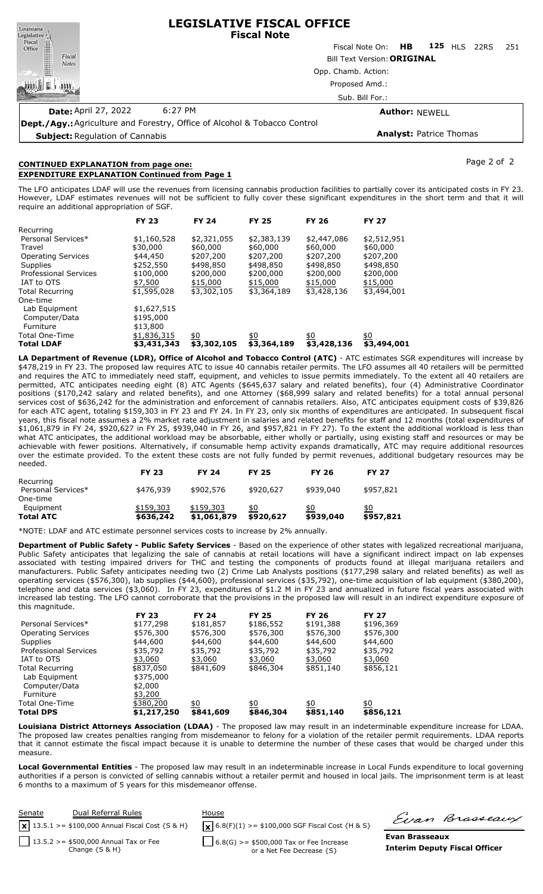# LEGISLATIVE FISCAL OFFICE
## Fiscal Note

Fiscal Note On: **HB 125** HLS 22RS 251

Bill Text Version: **ORIGINAL**

Opp. Chamb. Action:

Proposed Amd.:

Sub. Bill For.:

**Date:** April 27, 2022 6:27 PM

**Author:** NEWELL

**Dept./Agy.:** Agriculture and Forestry, Office of Alcohol & Tobacco Control

**Subject:** Regulation of Cannabis

**Analyst:** Patrice Thomas

### CONTINUED EXPLANATION from page one:
### EXPENDITURE EXPLANATION Continued from Page 1

The LFO anticipates LDAF will use the revenues from licensing cannabis production facilities to partially cover its anticipated costs in FY 23. However, LDAF estimates revenues will not be sufficient to fully cover these significant expenditures in the short term and that it will require an additional appropriation of SGF.

| | FY 23 | FY 24 | FY 25 | FY 26 | FY 27 |
|---|---|---|---|---|---|
| Recurring | | | | | |
| Personal Services* | $1,160,528 | $2,321,055 | $2,383,139 | $2,447,086 | $2,512,951 |
| Travel | $30,000 | $60,000 | $60,000 | $60,000 | $60,000 |
| Operating Services | $44,450 | $207,200 | $207,200 | $207,200 | $207,200 |
| Supplies | $252,550 | $498,850 | $498,850 | $498,850 | $498,850 |
| Professional Services | $100,000 | $200,000 | $200,000 | $200,000 | $200,000 |
| IAT to OTS | $7,500 | $15,000 | $15,000 | $15,000 | $15,000 |
| Total Recurring | $1,595,028 | $3,302,105 | $3,364,189 | $3,428,136 | $3,494,001 |
| One-time | | | | | |
| Lab Equipment | $1,627,515 | | | | |
| Computer/Data | $195,000 | | | | |
| Furniture | $13,800 | | | | |
| Total One-Time | $1,836,315 | $0 | $0 | $0 | $0 |
| **Total LDAF** | **$3,431,343** | **$3,302,105** | **$3,364,189** | **$3,428,136** | **$3,494,001** |

**LA Department of Revenue (LDR), Office of Alcohol and Tobacco Control (ATC)** - ATC estimates SGR expenditures will increase by $478,219 in FY 23. The proposed law requires ATC to issue 40 cannabis retailer permits. The LFO assumes all 40 retailers will be permitted and requires the ATC to immediately need staff, equipment, and vehicles to issue permits immediately. To the extent all 40 retailers are permitted, ATC anticipates needing eight (8) ATC Agents ($645,637 salary and related benefits), four (4) Administrative Coordinator positions ($170,242 salary and related benefits), and one Attorney ($68,999 salary and related benefits) for a total annual personal services cost of $636,242 for the administration and enforcement of cannabis retailers. Also, ATC anticipates equipment costs of $39,826 for each ATC agent, totaling $159,303 in FY 23 and FY 24. In FY 23, only six months of expenditures are anticipated. In subsequent fiscal years, this fiscal note assumes a 2% market rate adjustment in salaries and related benefits for staff and 12 months (total expenditures of $1,061,879 in FY 24, $920,627 in FY 25, $939,040 in FY 26, and $957,821 in FY 27). To the extent the additional workload is less than what ATC anticipates, the additional workload may be absorbable, either wholly or partially, using existing staff and resources or may be achievable with fewer positions. Alternatively, if consumable hemp activity expands dramatically, ATC may require additional resources over the estimate provided. To the extent these costs are not fully funded by permit revenues, additional budgetary resources may be needed.

| | FY 23 | FY 24 | FY 25 | FY 26 | FY 27 |
|---|---|---|---|---|---|
| Recurring | | | | | |
| Personal Services* | $476,939 | $902,576 | $920,627 | $939,040 | $957,821 |
| One-time | | | | | |
| Equipment | $159,303 | $159,303 | $0 | $0 | $0 |
| **Total ATC** | **$636,242** | **$1,061,879** | **$920,627** | **$939,040** | **$957,821** |

*NOTE: LDAF and ATC estimate personnel services costs to increase by 2% annually.

**Department of Public Safety - Public Safety Services** - Based on the experience of other states with legalized recreational marijuana, Public Safety anticipates that legalizing the sale of cannabis at retail locations will have a significant indirect impact on lab expenses associated with testing impaired drivers for THC and testing the components of products found at illegal marijuana retailers and manufacturers. Public Safety anticipates needing two (2) Crime Lab Analysts positions ($177,298 salary and related benefits) as well as operating services ($576,300), lab supplies ($44,600), professional services ($35,792), one-time acquisition of lab equipment ($380,200), telephone and data services ($3,060). In FY 23, expenditures of $1.2 M in FY 23 and annualized in future fiscal years associated with increased lab testing. The LFO cannot corroborate that the provisions in the proposed law will result in an indirect expenditure exposure of this magnitude.

| | FY 23 | FY 24 | FY 25 | FY 26 | FY 27 |
|---|---|---|---|---|---|
| Personal Services* | $177,298 | $181,857 | $186,552 | $191,388 | $196,369 |
| Operating Services | $576,300 | $576,300 | $576,300 | $576,300 | $576,300 |
| Supplies | $44,600 | $44,600 | $44,600 | $44,600 | $44,600 |
| Professional Services | $35,792 | $35,792 | $35,792 | $35,792 | $35,792 |
| IAT to OTS | $3,060 | $3,060 | $3,060 | $3,060 | $3,060 |
| Total Recurring | $837,050 | $841,609 | $846,304 | $851,140 | $856,121 |
| Lab Equipment | $375,000 | | | | |
| Computer/Data | $2,000 | | | | |
| Furniture | $3,200 | | | | |
| Total One-Time | $380,200 | $0 | $0 | $0 | $0 |
| **Total DPS** | **$1,217,250** | **$841,609** | **$846,304** | **$851,140** | **$856,121** |

**Louisiana District Attorneys Association (LDAA)** - The proposed law may result in an indeterminable expenditure increase for LDAA. The proposed law creates penalties ranging from misdemeanor to felony for a violation of the retailer permit requirements. LDAA reports that it cannot estimate the fiscal impact because it is unable to determine the number of these cases that would be charged under this measure.

**Local Governmental Entities** - The proposed law may result in an indeterminable increase in Local Funds expenditure to local governing authorities if a person is convicted of selling cannabis without a retailer permit and housed in local jails. The imprisonment term is at least 6 months to a maximum of 5 years for this misdemeanor offense.

| Senate | Dual Referral Rules | House |
|---|---|---|
| [x] | 13.5.1 >= $100,000 Annual Fiscal Cost {S & H} | [x] 6.8(F)(1) >= $100,000 SGF Fiscal Cost {H & S} |
| [ ] | 13.5.2 >= $500,000 Annual Tax or Fee Change {S & H} | [ ] 6.8(G) >= $500,000 Tax or Fee Increase or a Net Fee Decrease {S} |

**Evan Brasseaux**
**Interim Deputy Fiscal Officer**